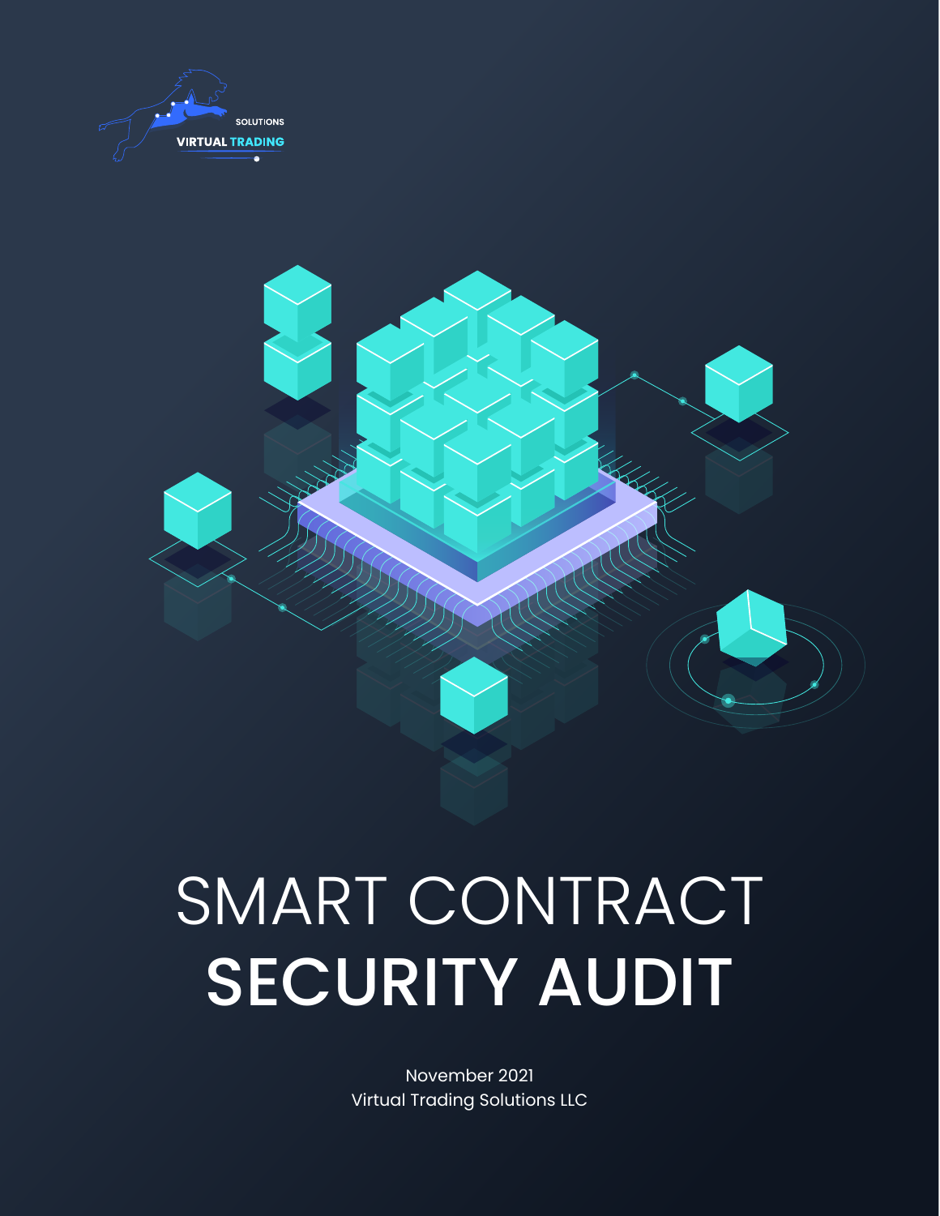SOLUTIONS
VIRTUAL TRADING

# SMART CONTRACT SECURITY AUDIT

November 2021

Virtual Trading Solutions LLC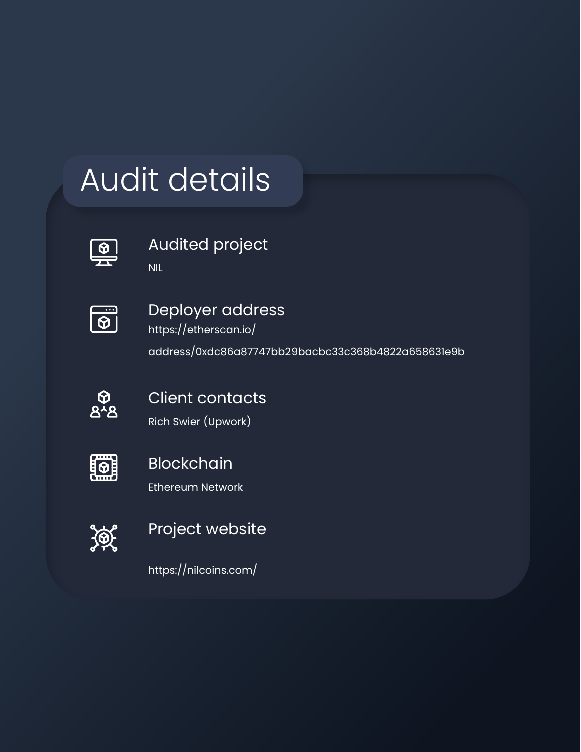# Audit details

## Audited project

NIL

## Deployer address

https://etherscan.io/address/0xdc86a87747bb29bacbc33c368b4822a658631e9b

## Client contacts

Rich Swier (Upwork)

## Blockchain

Ethereum Network

## Project website

https://nilcoins.com/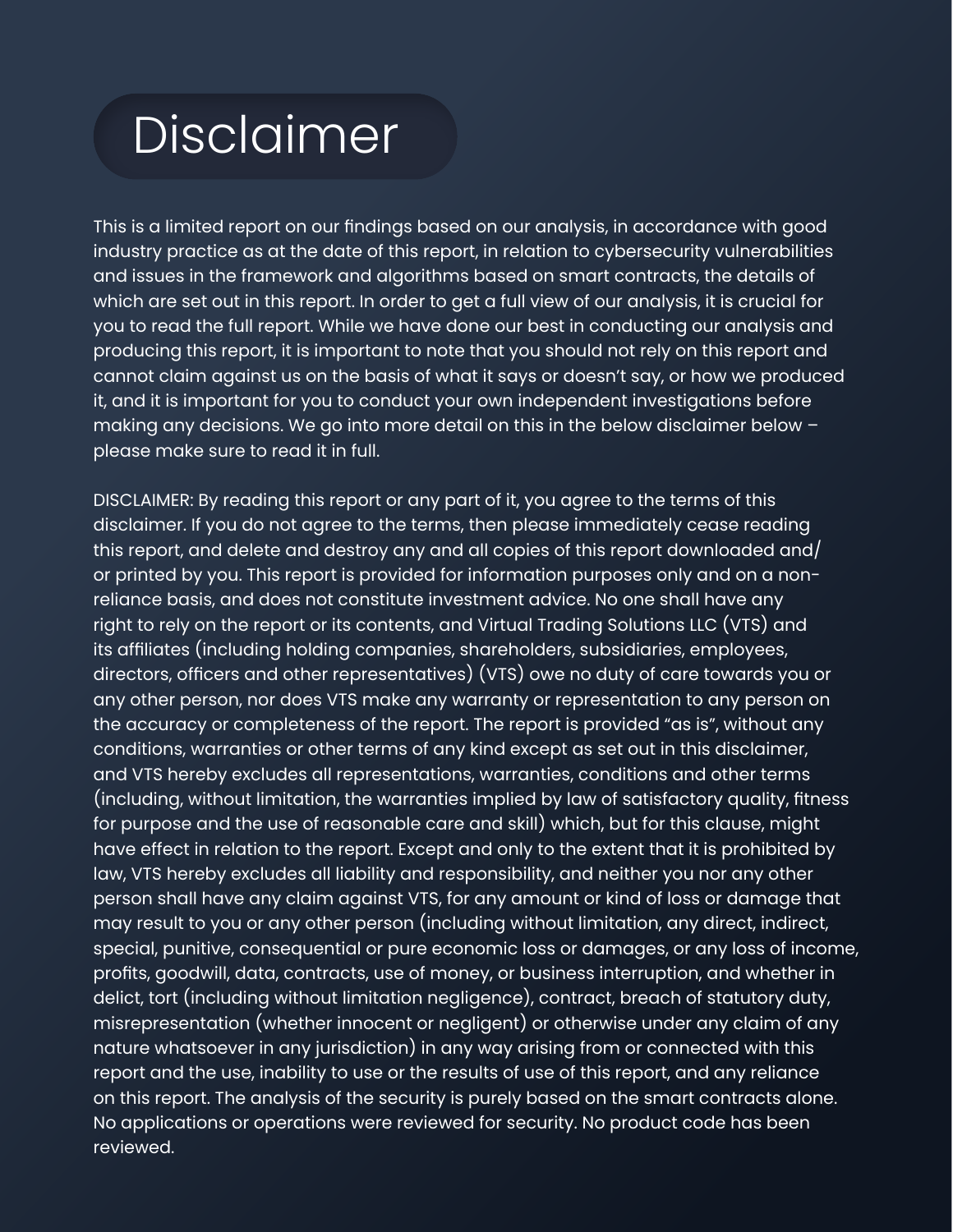# Disclaimer

This is a limited report on our findings based on our analysis, in accordance with good industry practice as at the date of this report, in relation to cybersecurity vulnerabilities and issues in the framework and algorithms based on smart contracts, the details of which are set out in this report. In order to get a full view of our analysis, it is crucial for you to read the full report. While we have done our best in conducting our analysis and producing this report, it is important to note that you should not rely on this report and cannot claim against us on the basis of what it says or doesn't say, or how we produced it, and it is important for you to conduct your own independent investigations before making any decisions. We go into more detail on this in the below disclaimer below – please make sure to read it in full.

DISCLAIMER: By reading this report or any part of it, you agree to the terms of this disclaimer. If you do not agree to the terms, then please immediately cease reading this report, and delete and destroy any and all copies of this report downloaded and/or printed by you. This report is provided for information purposes only and on a non-reliance basis, and does not constitute investment advice. No one shall have any right to rely on the report or its contents, and Virtual Trading Solutions LLC (VTS) and its affiliates (including holding companies, shareholders, subsidiaries, employees, directors, officers and other representatives) (VTS) owe no duty of care towards you or any other person, nor does VTS make any warranty or representation to any person on the accuracy or completeness of the report. The report is provided "as is", without any conditions, warranties or other terms of any kind except as set out in this disclaimer, and VTS hereby excludes all representations, warranties, conditions and other terms (including, without limitation, the warranties implied by law of satisfactory quality, fitness for purpose and the use of reasonable care and skill) which, but for this clause, might have effect in relation to the report. Except and only to the extent that it is prohibited by law, VTS hereby excludes all liability and responsibility, and neither you nor any other person shall have any claim against VTS, for any amount or kind of loss or damage that may result to you or any other person (including without limitation, any direct, indirect, special, punitive, consequential or pure economic loss or damages, or any loss of income, profits, goodwill, data, contracts, use of money, or business interruption, and whether in delict, tort (including without limitation negligence), contract, breach of statutory duty, misrepresentation (whether innocent or negligent) or otherwise under any claim of any nature whatsoever in any jurisdiction) in any way arising from or connected with this report and the use, inability to use or the results of use of this report, and any reliance on this report. The analysis of the security is purely based on the smart contracts alone. No applications or operations were reviewed for security. No product code has been reviewed.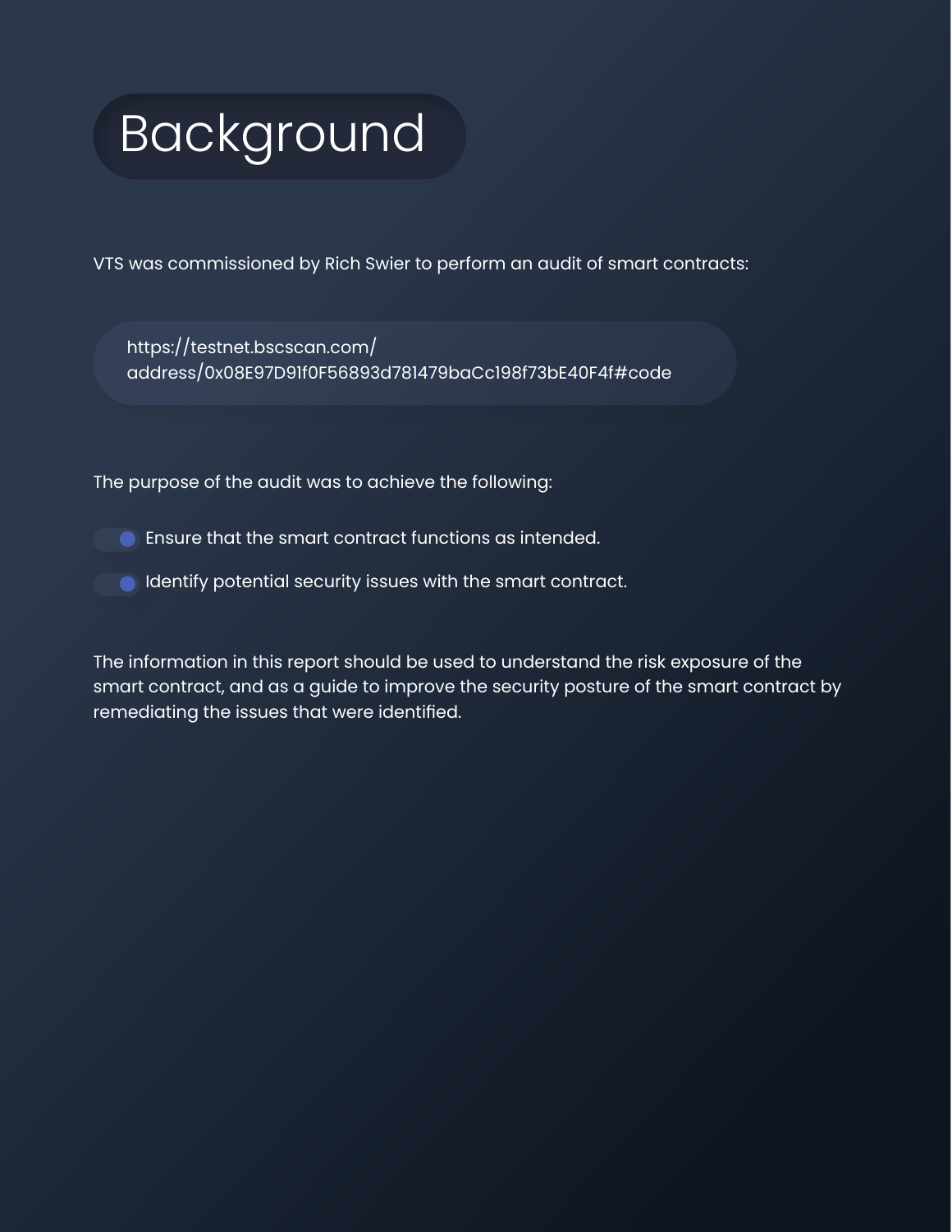# Background

VTS was commissioned by Rich Swier to perform an audit of smart contracts:

https://testnet.bscscan.com/address/0x08E97D91f0F56893d781479baCc198f73bE40F4f#code

The purpose of the audit was to achieve the following:

- Ensure that the smart contract functions as intended.
- Identify potential security issues with the smart contract.

The information in this report should be used to understand the risk exposure of the smart contract, and as a guide to improve the security posture of the smart contract by remediating the issues that were identified.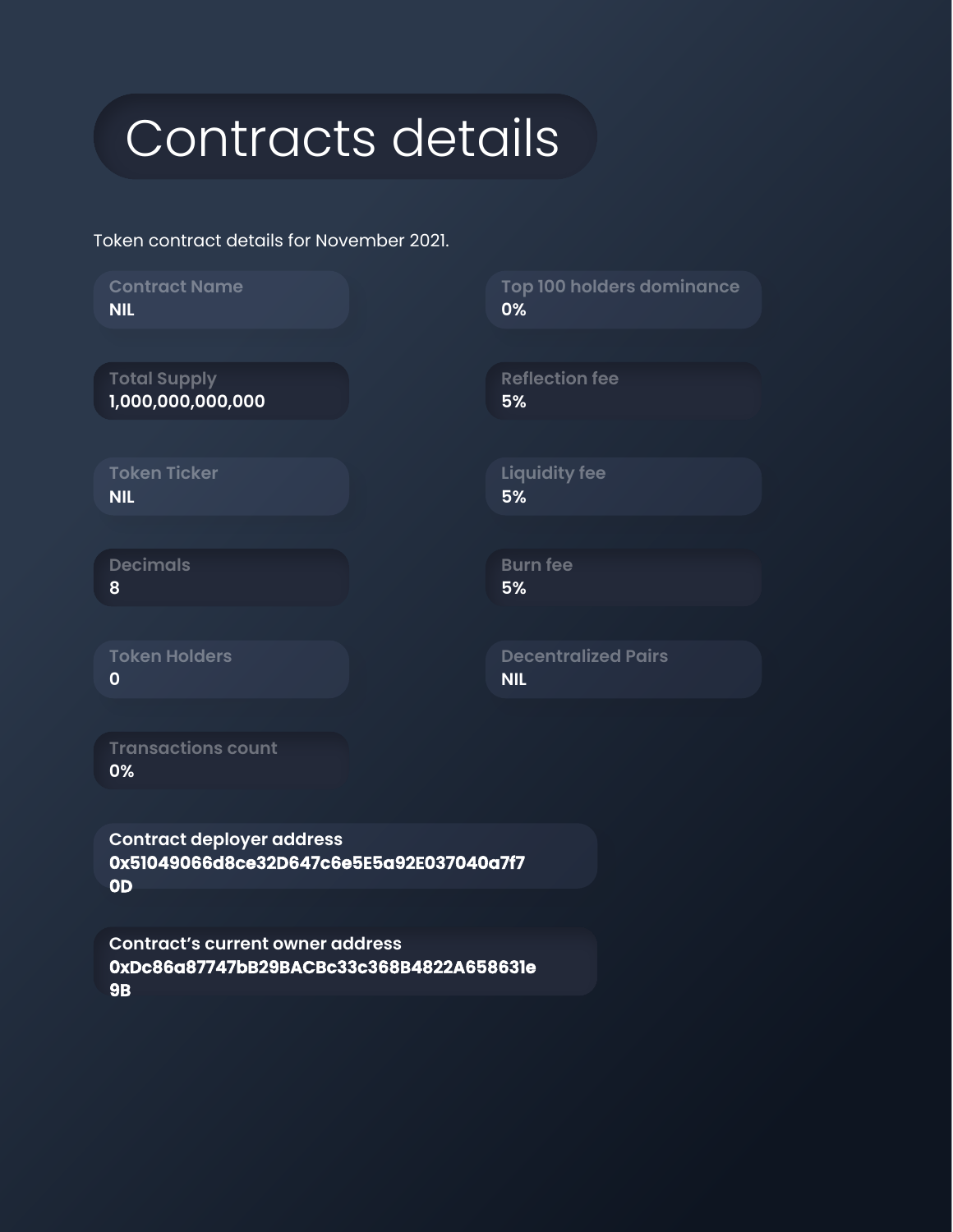# Contracts details

Token contract details for November 2021.

**Contract Name**
NIL

**Total Supply**
1,000,000,000,000

**Token Ticker**
NIL

**Decimals**
8

**Token Holders**
0

**Transactions count**
0%

**Top 100 holders dominance**
0%

**Reflection fee**
5%

**Liquidity fee**
5%

**Burn fee**
5%

**Decentralized Pairs**
NIL

**Contract deployer address**
**0x51049066d8ce32D647c6e5E5a92E037040a7f70D**

**Contract's current owner address**
**0xDc86a87747bB29BACBc33c368B4822A658631e9B**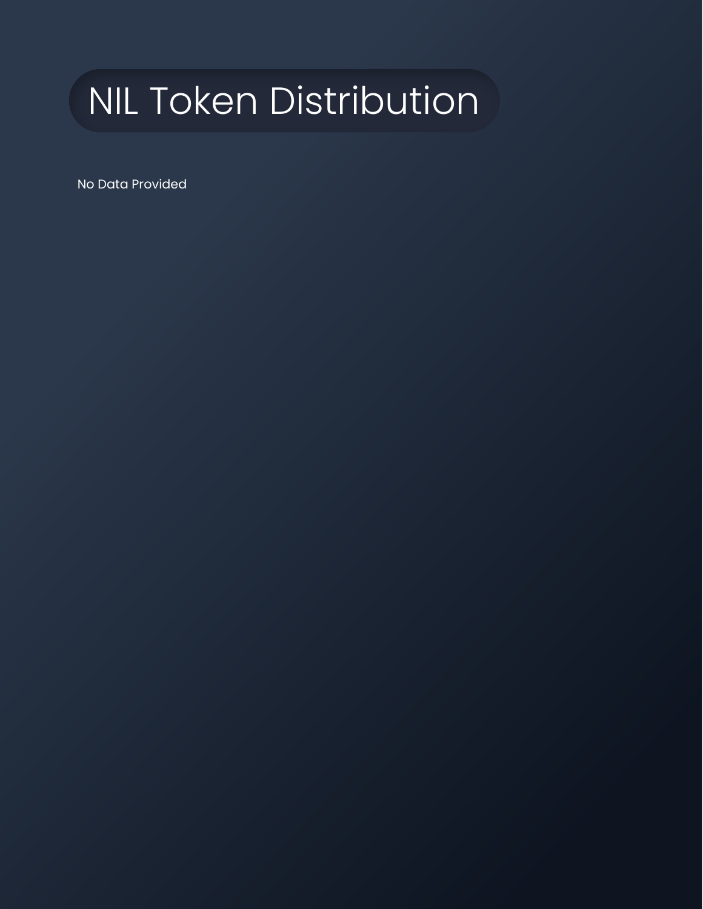# NIL Token Distribution

No Data Provided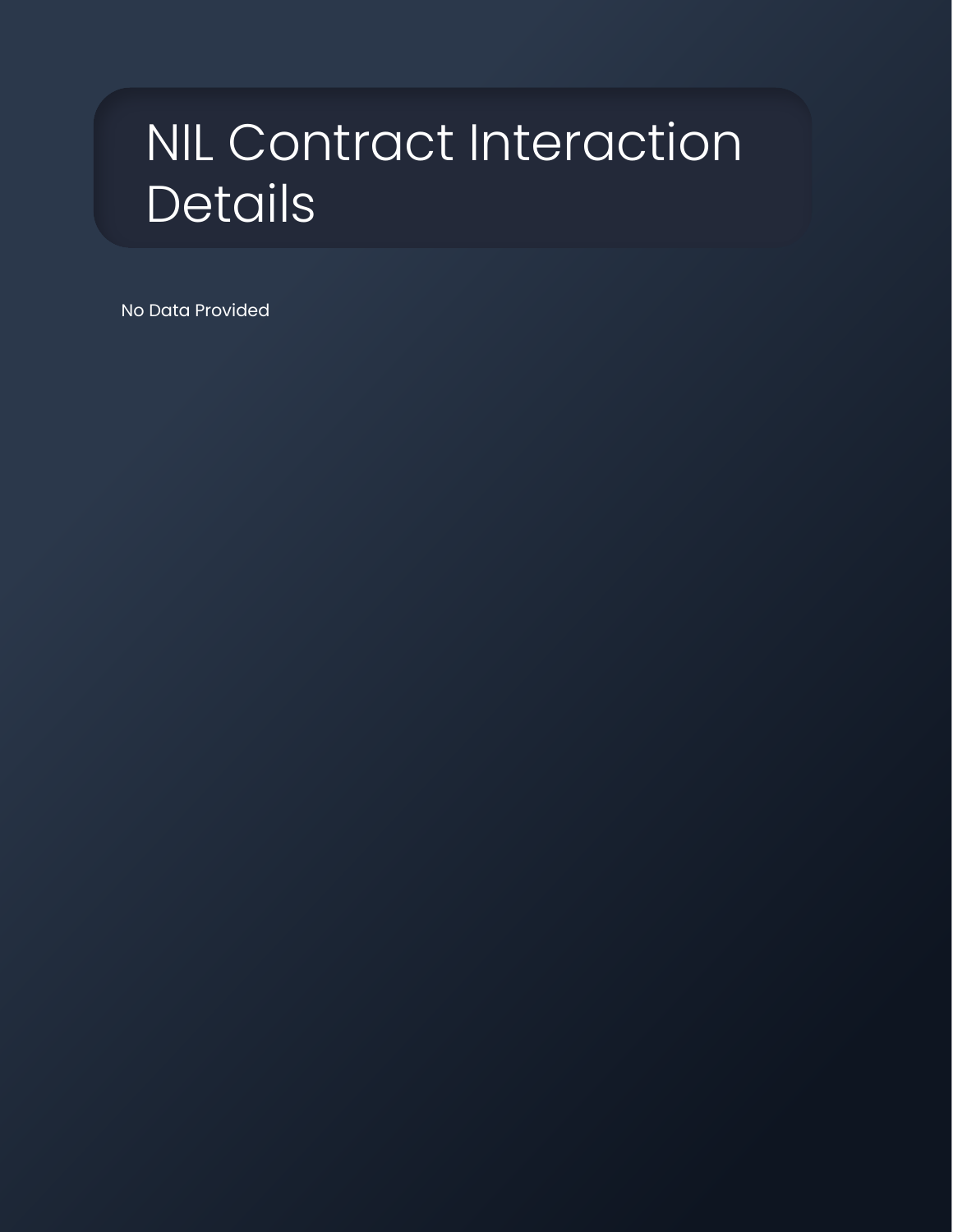# NIL Contract Interaction Details

No Data Provided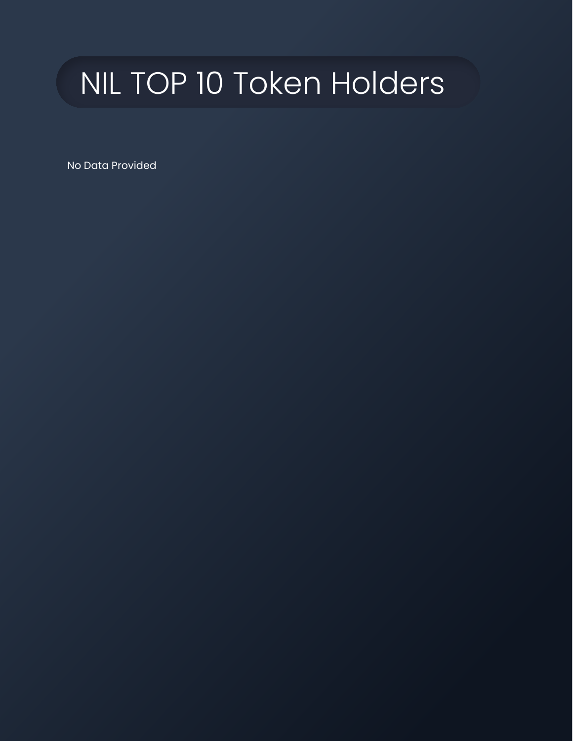# NIL TOP 10 Token Holders

No Data Provided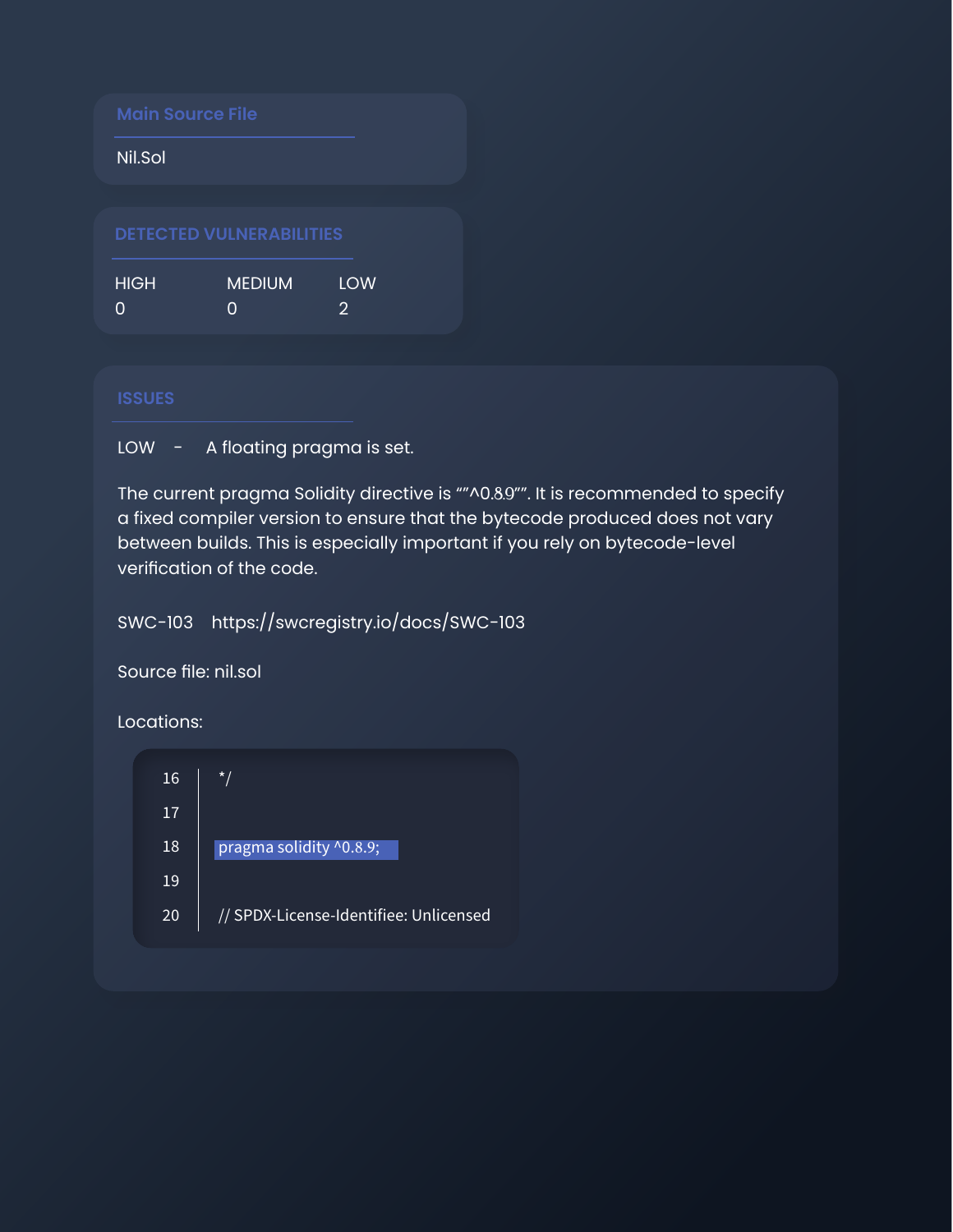## Main Source File

Nil.Sol

## DETECTED VULNERABILITIES

| HIGH | MEDIUM | LOW |
| --- | --- | --- |
| 0 | 0 | 2 |

## ISSUES

LOW - A floating pragma is set.

The current pragma Solidity directive is ""^0.8.9"". It is recommended to specify a fixed compiler version to ensure that the bytecode produced does not vary between builds. This is especially important if you rely on bytecode-level verification of the code.

SWC-103 https://swcregistry.io/docs/SWC-103

Source file: nil.sol

Locations:

```
16  */
17
18  pragma solidity ^0.8.9;
19
20  // SPDX-License-Identifiee: Unlicensed
```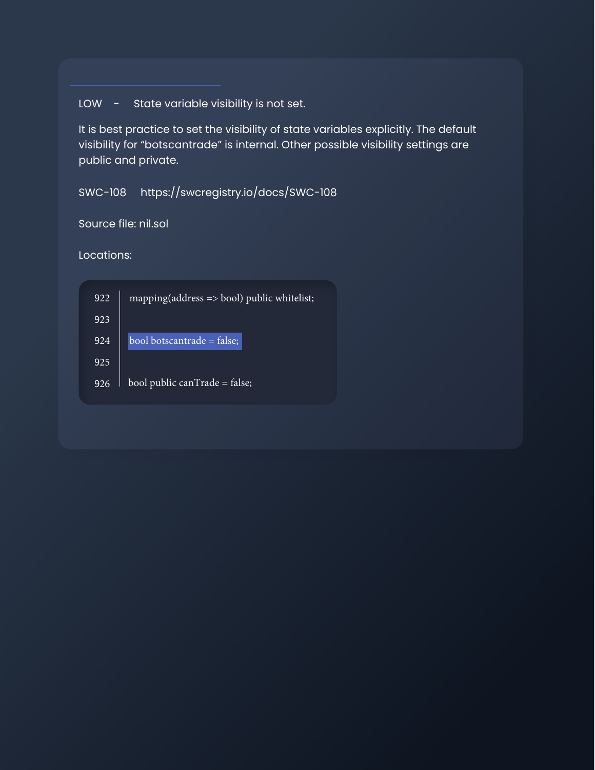LOW - State variable visibility is not set.

It is best practice to set the visibility of state variables explicitly. The default visibility for "botscantrade" is internal. Other possible visibility settings are public and private.

SWC-108 https://swcregistry.io/docs/SWC-108

Source file: nil.sol

Locations:

```
922 | mapping(address => bool) public whitelist;
923 |
924 | bool botscantrade = false;
925 |
926 | bool public canTrade = false;
```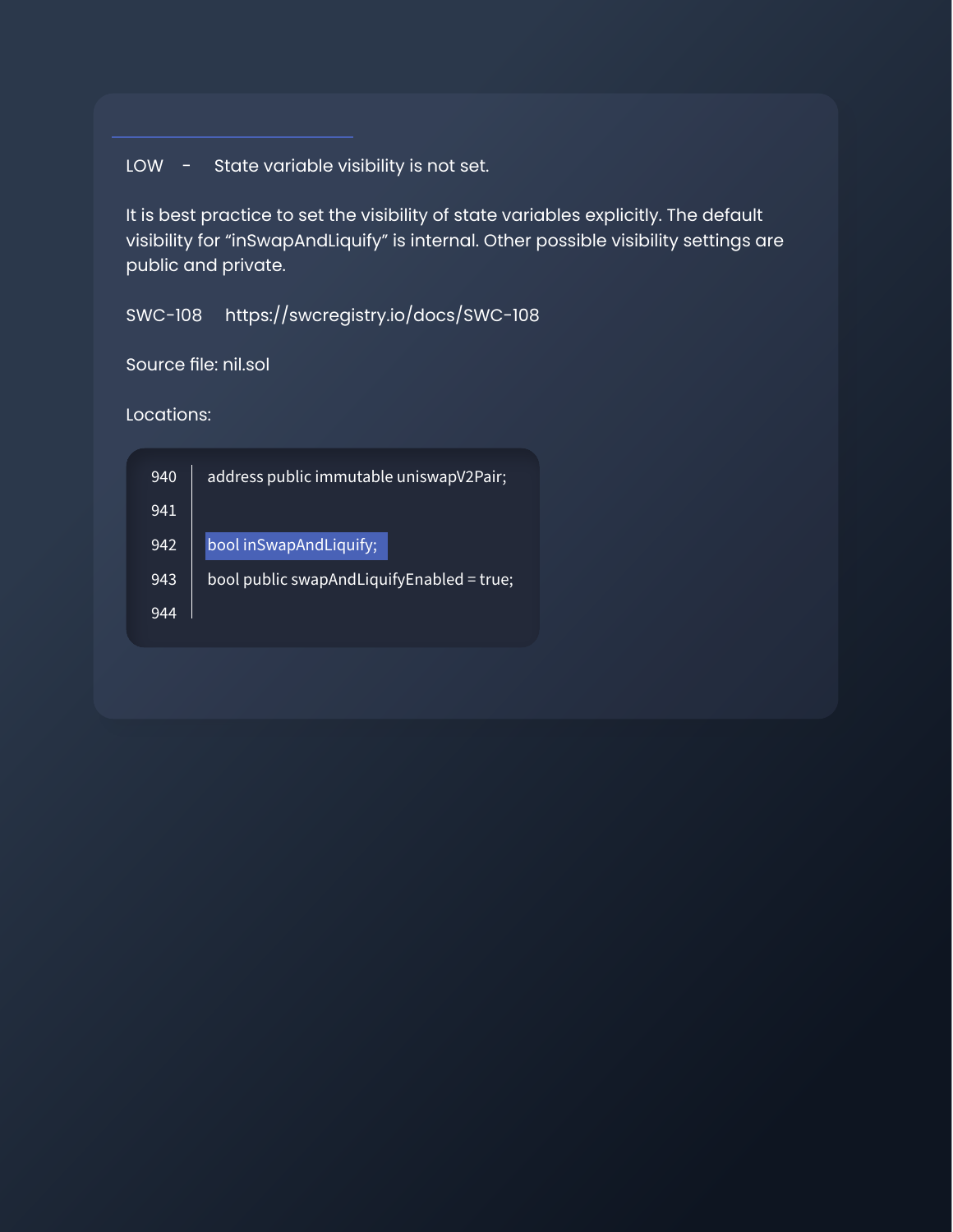LOW - State variable visibility is not set.

It is best practice to set the visibility of state variables explicitly. The default visibility for “inSwapAndLiquify” is internal. Other possible visibility settings are public and private.

SWC-108 https://swcregistry.io/docs/SWC-108

Source file: nil.sol

Locations:

```
940 | address public immutable uniswapV2Pair;
941 |
942 | bool inSwapAndLiquify;
943 | bool public swapAndLiquifyEnabled = true;
944 |
```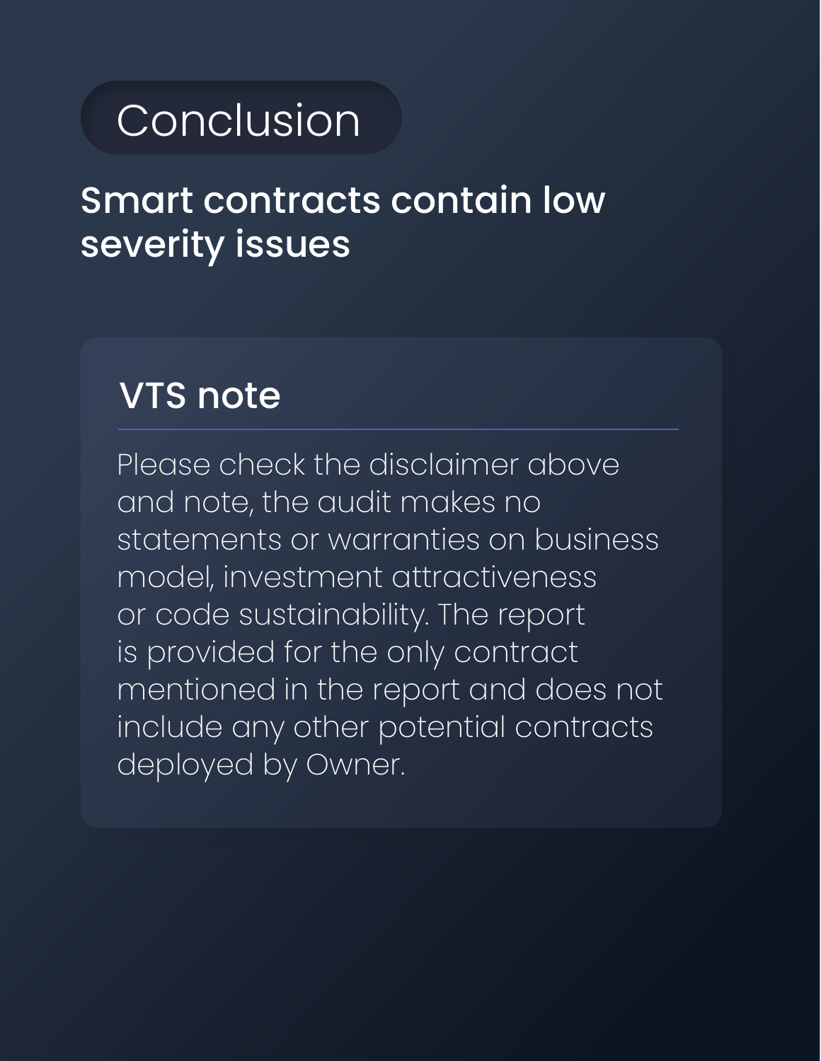# Conclusion

## Smart contracts contain low severity issues

### VTS note

Please check the disclaimer above and note, the audit makes no statements or warranties on business model, investment attractiveness or code sustainability. The report is provided for the only contract mentioned in the report and does not include any other potential contracts deployed by Owner.